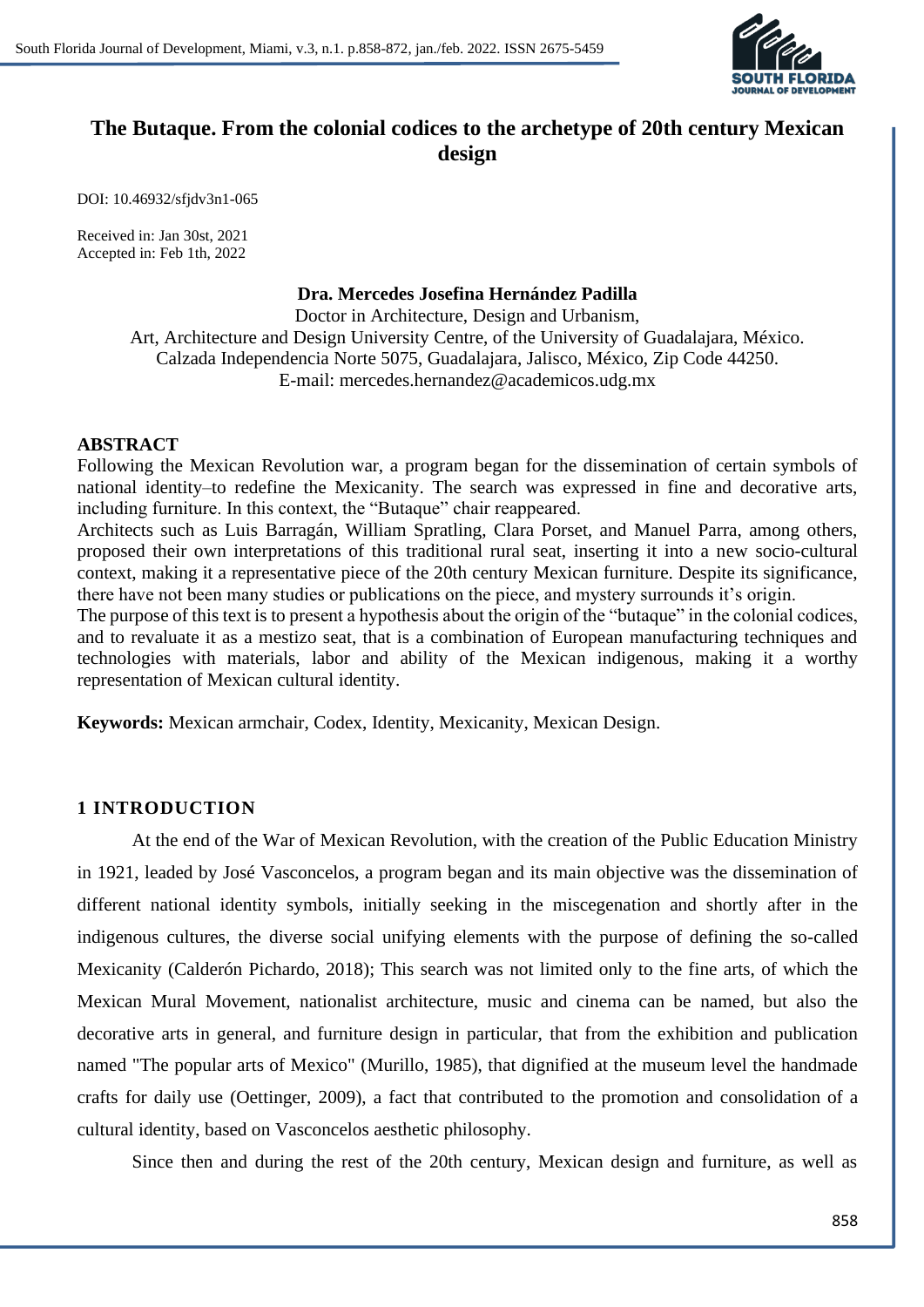# The Butaque. From the colonial codices to the archetype of 20th century Mexican design

DOI: 10.46932/sfjdv3n1-065

Received in: Jan 30st, 2021
Accepted in: Feb 1th, 2022

**Dra. Mercedes Josefina Hernández Padilla**

Doctor in Architecture, Design and Urbanism,
Art, Architecture and Design University Centre, of the University of Guadalajara, México.
Calzada Independencia Norte 5075, Guadalajara, Jalisco, México, Zip Code 44250.
E-mail: mercedes.hernandez@academicos.udg.mx

## ABSTRACT

Following the Mexican Revolution war, a program began for the dissemination of certain symbols of national identity–to redefine the Mexicanity. The search was expressed in fine and decorative arts, including furniture. In this context, the "Butaque" chair reappeared.

Architects such as Luis Barragán, William Spratling, Clara Porset, and Manuel Parra, among others, proposed their own interpretations of this traditional rural seat, inserting it into a new socio-cultural context, making it a representative piece of the 20th century Mexican furniture. Despite its significance, there have not been many studies or publications on the piece, and mystery surrounds it's origin.

The purpose of this text is to present a hypothesis about the origin of the "butaque" in the colonial codices, and to revaluate it as a mestizo seat, that is a combination of European manufacturing techniques and technologies with materials, labor and ability of the Mexican indigenous, making it a worthy representation of Mexican cultural identity.

**Keywords:** Mexican armchair, Codex, Identity, Mexicanity, Mexican Design.

## 1 INTRODUCTION

At the end of the War of Mexican Revolution, with the creation of the Public Education Ministry in 1921, leaded by José Vasconcelos, a program began and its main objective was the dissemination of different national identity symbols, initially seeking in the miscegenation and shortly after in the indigenous cultures, the diverse social unifying elements with the purpose of defining the so-called Mexicanity (Calderón Pichardo, 2018); This search was not limited only to the fine arts, of which the Mexican Mural Movement, nationalist architecture, music and cinema can be named, but also the decorative arts in general, and furniture design in particular, that from the exhibition and publication named "The popular arts of Mexico" (Murillo, 1985), that dignified at the museum level the handmade crafts for daily use (Oettinger, 2009), a fact that contributed to the promotion and consolidation of a cultural identity, based on Vasconcelos aesthetic philosophy.

Since then and during the rest of the 20th century, Mexican design and furniture, as well as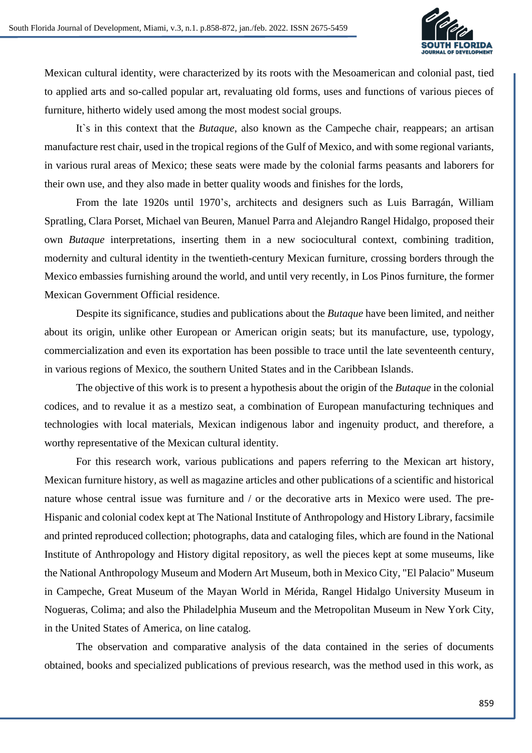Mexican cultural identity, were characterized by its roots with the Mesoamerican and colonial past, tied to applied arts and so-called popular art, revaluating old forms, uses and functions of various pieces of furniture, hitherto widely used among the most modest social groups.

It`s in this context that the *Butaque*, also known as the Campeche chair, reappears; an artisan manufacture rest chair, used in the tropical regions of the Gulf of Mexico, and with some regional variants, in various rural areas of Mexico; these seats were made by the colonial farms peasants and laborers for their own use, and they also made in better quality woods and finishes for the lords,

From the late 1920s until 1970's, architects and designers such as Luis Barragán, William Spratling, Clara Porset, Michael van Beuren, Manuel Parra and Alejandro Rangel Hidalgo, proposed their own *Butaque* interpretations, inserting them in a new sociocultural context, combining tradition, modernity and cultural identity in the twentieth-century Mexican furniture, crossing borders through the Mexico embassies furnishing around the world, and until very recently, in Los Pinos furniture, the former Mexican Government Official residence.

Despite its significance, studies and publications about the *Butaque* have been limited, and neither about its origin, unlike other European or American origin seats; but its manufacture, use, typology, commercialization and even its exportation has been possible to trace until the late seventeenth century, in various regions of Mexico, the southern United States and in the Caribbean Islands.

The objective of this work is to present a hypothesis about the origin of the *Butaque* in the colonial codices, and to revalue it as a mestizo seat, a combination of European manufacturing techniques and technologies with local materials, Mexican indigenous labor and ingenuity product, and therefore, a worthy representative of the Mexican cultural identity.

For this research work, various publications and papers referring to the Mexican art history, Mexican furniture history, as well as magazine articles and other publications of a scientific and historical nature whose central issue was furniture and / or the decorative arts in Mexico were used. The pre-Hispanic and colonial codex kept at The National Institute of Anthropology and History Library, facsimile and printed reproduced collection; photographs, data and cataloging files, which are found in the National Institute of Anthropology and History digital repository, as well the pieces kept at some museums, like the National Anthropology Museum and Modern Art Museum, both in Mexico City, "El Palacio" Museum in Campeche, Great Museum of the Mayan World in Mérida, Rangel Hidalgo University Museum in Nogueras, Colima; and also the Philadelphia Museum and the Metropolitan Museum in New York City, in the United States of America, on line catalog.

The observation and comparative analysis of the data contained in the series of documents obtained, books and specialized publications of previous research, was the method used in this work, as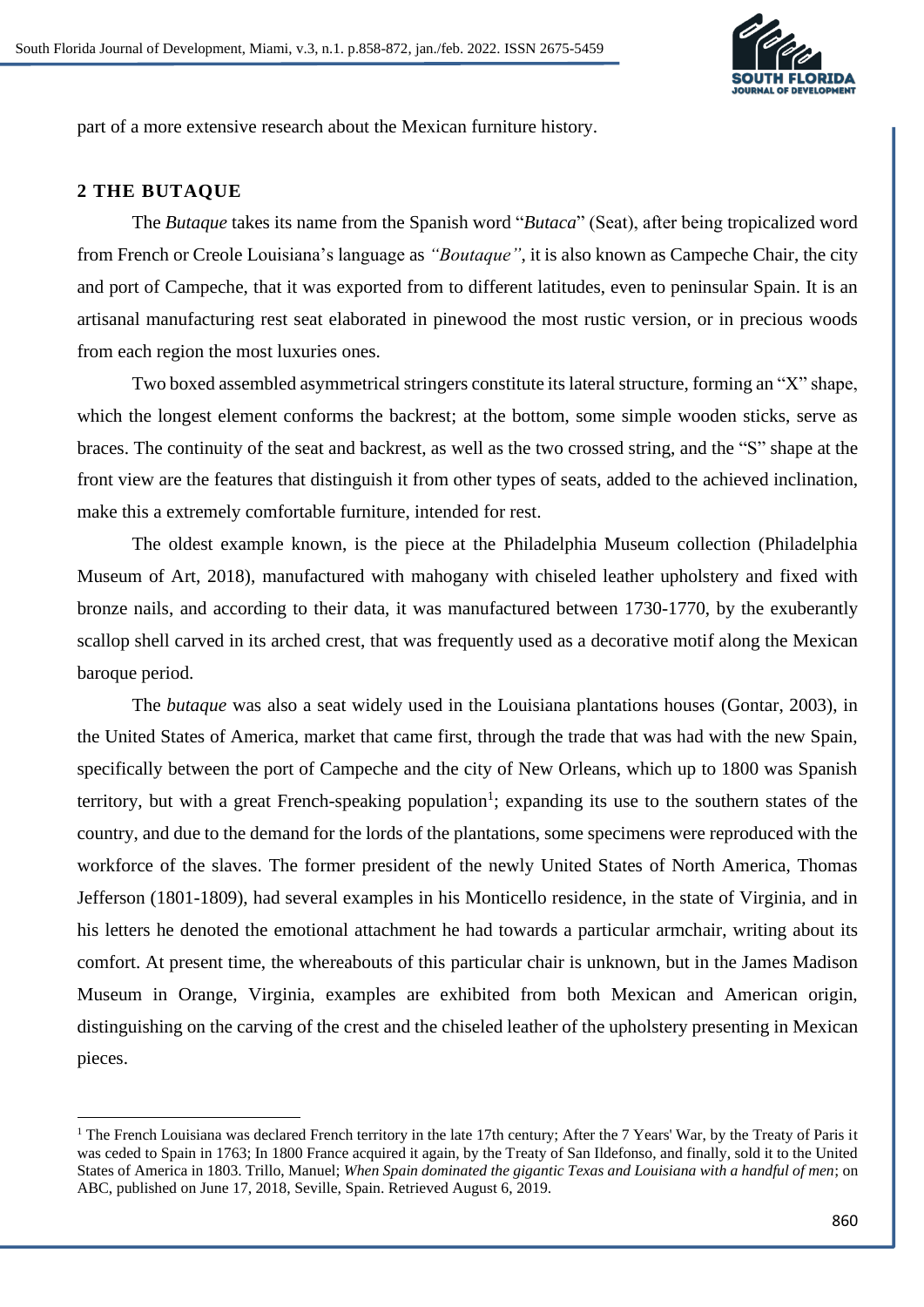part of a more extensive research about the Mexican furniture history.

## 2 THE BUTAQUE

The *Butaque* takes its name from the Spanish word "*Butaca*" (Seat), after being tropicalized word from French or Creole Louisiana's language as *"Boutaque"*, it is also known as Campeche Chair, the city and port of Campeche, that it was exported from to different latitudes, even to peninsular Spain. It is an artisanal manufacturing rest seat elaborated in pinewood the most rustic version, or in precious woods from each region the most luxuries ones.

Two boxed assembled asymmetrical stringers constitute its lateral structure, forming an "X" shape, which the longest element conforms the backrest; at the bottom, some simple wooden sticks, serve as braces. The continuity of the seat and backrest, as well as the two crossed string, and the "S" shape at the front view are the features that distinguish it from other types of seats, added to the achieved inclination, make this a extremely comfortable furniture, intended for rest.

The oldest example known, is the piece at the Philadelphia Museum collection (Philadelphia Museum of Art, 2018), manufactured with mahogany with chiseled leather upholstery and fixed with bronze nails, and according to their data, it was manufactured between 1730-1770, by the exuberantly scallop shell carved in its arched crest, that was frequently used as a decorative motif along the Mexican baroque period.

The *butaque* was also a seat widely used in the Louisiana plantations houses (Gontar, 2003), in the United States of America, market that came first, through the trade that was had with the new Spain, specifically between the port of Campeche and the city of New Orleans, which up to 1800 was Spanish territory, but with a great French-speaking population[1]; expanding its use to the southern states of the country, and due to the demand for the lords of the plantations, some specimens were reproduced with the workforce of the slaves. The former president of the newly United States of North America, Thomas Jefferson (1801-1809), had several examples in his Monticello residence, in the state of Virginia, and in his letters he denoted the emotional attachment he had towards a particular armchair, writing about its comfort. At present time, the whereabouts of this particular chair is unknown, but in the James Madison Museum in Orange, Virginia, examples are exhibited from both Mexican and American origin, distinguishing on the carving of the crest and the chiseled leather of the upholstery presenting in Mexican pieces.

---

[1] The French Louisiana was declared French territory in the late 17th century; After the 7 Years' War, by the Treaty of Paris it was ceded to Spain in 1763; In 1800 France acquired it again, by the Treaty of San Ildefonso, and finally, sold it to the United States of America in 1803. Trillo, Manuel; *When Spain dominated the gigantic Texas and Louisiana with a handful of men*; on ABC, published on June 17, 2018, Seville, Spain. Retrieved August 6, 2019.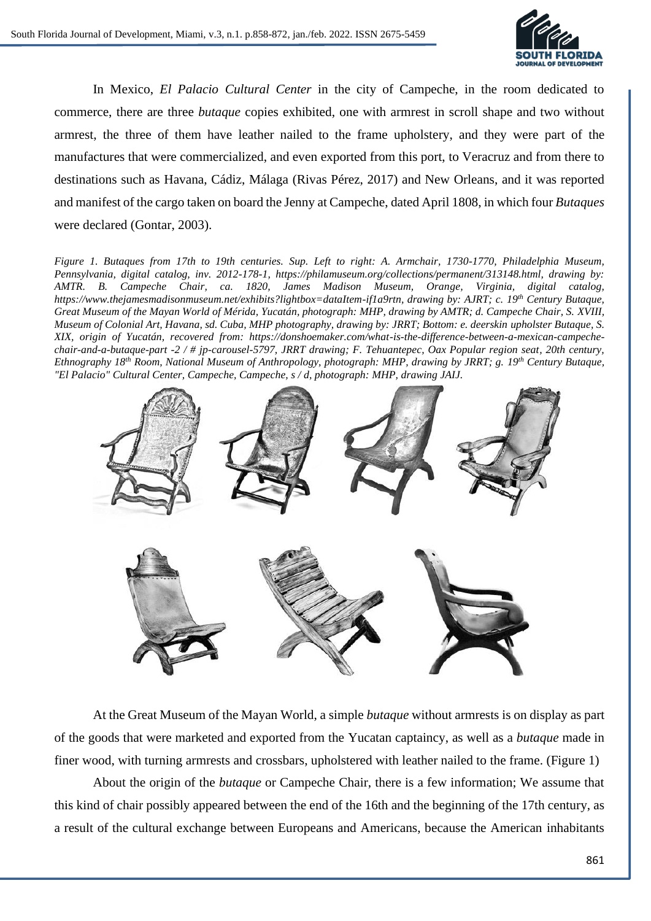In Mexico, *El Palacio Cultural Center* in the city of Campeche, in the room dedicated to commerce, there are three *butaque* copies exhibited, one with armrest in scroll shape and two without armrest, the three of them have leather nailed to the frame upholstery, and they were part of the manufactures that were commercialized, and even exported from this port, to Veracruz and from there to destinations such as Havana, Cádiz, Málaga (Rivas Pérez, 2017) and New Orleans, and it was reported and manifest of the cargo taken on board the Jenny at Campeche, dated April 1808, in which four *Butaques* were declared (Gontar, 2003).

*Figure 1. Butaques from 17th to 19th centuries. Sup. Left to right: A. Armchair, 1730-1770, Philadelphia Museum, Pennsylvania, digital catalog, inv. 2012-178-1, https://philamuseum.org/collections/permanent/313148.html, drawing by: AMTR. B. Campeche Chair, ca. 1820, James Madison Museum, Orange, Virginia, digital catalog, https://www.thejamesmadisonmuseum.net/exhibits?lightbox=dataItem-if1a9rtn, drawing by: AJRT; c. 19th Century Butaque, Great Museum of the Mayan World of Mérida, Yucatán, photograph: MHP, drawing by AMTR; d. Campeche Chair, S. XVIII, Museum of Colonial Art, Havana, sd. Cuba, MHP photography, drawing by: JRRT; Bottom: e. deerskin upholster Butaque, S. XIX, origin of Yucatán, recovered from: https://donshoemaker.com/what-is-the-difference-between-a-mexican-campeche-chair-and-a-butaque-part -2 / # jp-carousel-5797, JRRT drawing; F. Tehuantepec, Oax Popular region seat, 20th century, Ethnography 18th Room, National Museum of Anthropology, photograph: MHP, drawing by JRRT; g. 19th Century Butaque, "El Palacio" Cultural Center, Campeche, Campeche, s / d, photograph: MHP, drawing JAIJ.*

At the Great Museum of the Mayan World, a simple *butaque* without armrests is on display as part of the goods that were marketed and exported from the Yucatan captaincy, as well as a *butaque* made in finer wood, with turning armrests and crossbars, upholstered with leather nailed to the frame. (Figure 1)

About the origin of the *butaque* or Campeche Chair, there is a few information; We assume that this kind of chair possibly appeared between the end of the 16th and the beginning of the 17th century, as a result of the cultural exchange between Europeans and Americans, because the American inhabitants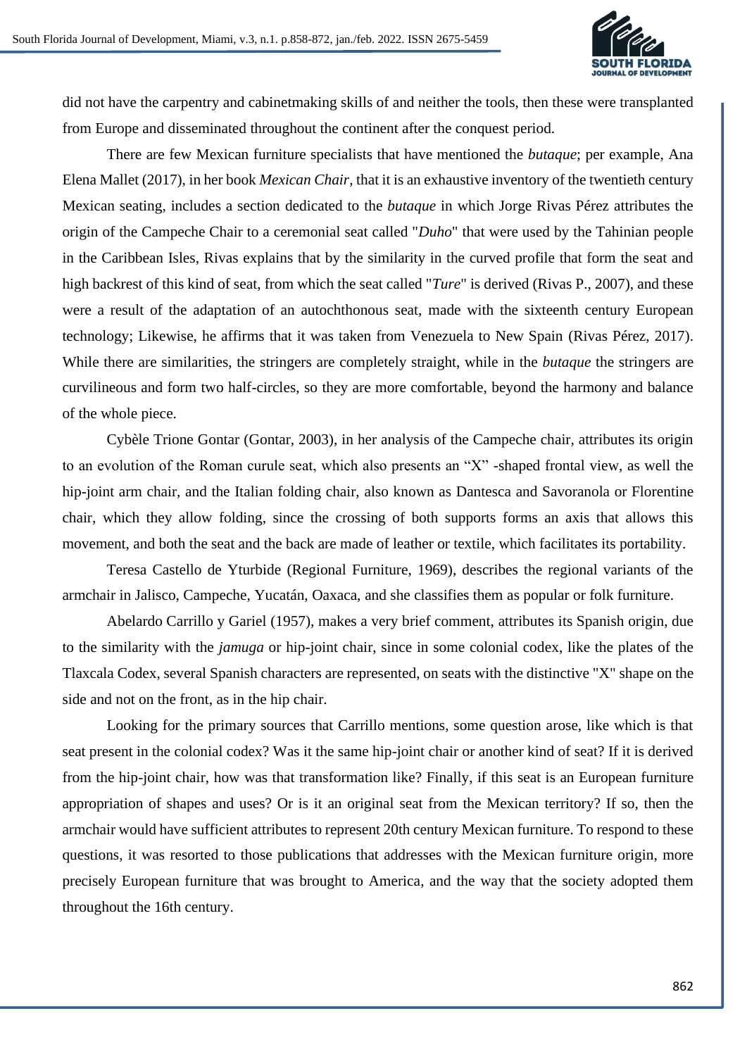did not have the carpentry and cabinetmaking skills of and neither the tools, then these were transplanted from Europe and disseminated throughout the continent after the conquest period.

There are few Mexican furniture specialists that have mentioned the *butaque*; per example, Ana Elena Mallet (2017), in her book *Mexican Chair*, that it is an exhaustive inventory of the twentieth century Mexican seating, includes a section dedicated to the *butaque* in which Jorge Rivas Pérez attributes the origin of the Campeche Chair to a ceremonial seat called "*Duho*" that were used by the Tahinian people in the Caribbean Isles, Rivas explains that by the similarity in the curved profile that form the seat and high backrest of this kind of seat, from which the seat called "*Ture*" is derived (Rivas P., 2007), and these were a result of the adaptation of an autochthonous seat, made with the sixteenth century European technology; Likewise, he affirms that it was taken from Venezuela to New Spain (Rivas Pérez, 2017). While there are similarities, the stringers are completely straight, while in the *butaque* the stringers are curvilineous and form two half-circles, so they are more comfortable, beyond the harmony and balance of the whole piece.

Cybèle Trione Gontar (Gontar, 2003), in her analysis of the Campeche chair, attributes its origin to an evolution of the Roman curule seat, which also presents an "X" -shaped frontal view, as well the hip-joint arm chair, and the Italian folding chair, also known as Dantesca and Savoranola or Florentine chair, which they allow folding, since the crossing of both supports forms an axis that allows this movement, and both the seat and the back are made of leather or textile, which facilitates its portability.

Teresa Castello de Yturbide (Regional Furniture, 1969), describes the regional variants of the armchair in Jalisco, Campeche, Yucatán, Oaxaca, and she classifies them as popular or folk furniture.

Abelardo Carrillo y Gariel (1957), makes a very brief comment, attributes its Spanish origin, due to the similarity with the *jamuga* or hip-joint chair, since in some colonial codex, like the plates of the Tlaxcala Codex, several Spanish characters are represented, on seats with the distinctive "X" shape on the side and not on the front, as in the hip chair.

Looking for the primary sources that Carrillo mentions, some question arose, like which is that seat present in the colonial codex? Was it the same hip-joint chair or another kind of seat? If it is derived from the hip-joint chair, how was that transformation like? Finally, if this seat is an European furniture appropriation of shapes and uses? Or is it an original seat from the Mexican territory? If so, then the armchair would have sufficient attributes to represent 20th century Mexican furniture. To respond to these questions, it was resorted to those publications that addresses with the Mexican furniture origin, more precisely European furniture that was brought to America, and the way that the society adopted them throughout the 16th century.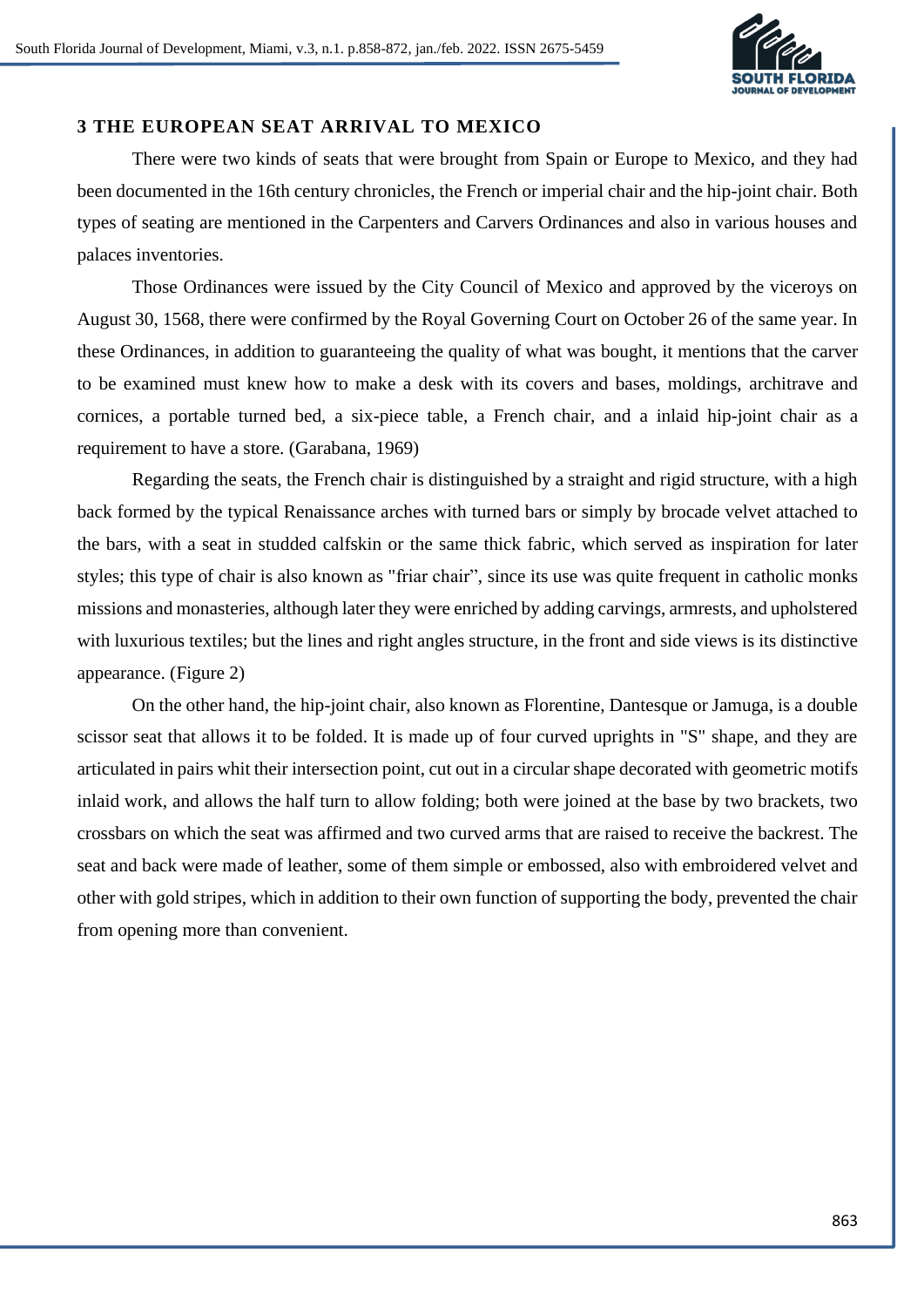## 3 THE EUROPEAN SEAT ARRIVAL TO MEXICO

There were two kinds of seats that were brought from Spain or Europe to Mexico, and they had been documented in the 16th century chronicles, the French or imperial chair and the hip-joint chair. Both types of seating are mentioned in the Carpenters and Carvers Ordinances and also in various houses and palaces inventories.

Those Ordinances were issued by the City Council of Mexico and approved by the viceroys on August 30, 1568, there were confirmed by the Royal Governing Court on October 26 of the same year. In these Ordinances, in addition to guaranteeing the quality of what was bought, it mentions that the carver to be examined must knew how to make a desk with its covers and bases, moldings, architrave and cornices, a portable turned bed, a six-piece table, a French chair, and a inlaid hip-joint chair as a requirement to have a store. (Garabana, 1969)

Regarding the seats, the French chair is distinguished by a straight and rigid structure, with a high back formed by the typical Renaissance arches with turned bars or simply by brocade velvet attached to the bars, with a seat in studded calfskin or the same thick fabric, which served as inspiration for later styles; this type of chair is also known as "friar chair", since its use was quite frequent in catholic monks missions and monasteries, although later they were enriched by adding carvings, armrests, and upholstered with luxurious textiles; but the lines and right angles structure, in the front and side views is its distinctive appearance. (Figure 2)

On the other hand, the hip-joint chair, also known as Florentine, Dantesque or Jamuga, is a double scissor seat that allows it to be folded. It is made up of four curved uprights in "S" shape, and they are articulated in pairs whit their intersection point, cut out in a circular shape decorated with geometric motifs inlaid work, and allows the half turn to allow folding; both were joined at the base by two brackets, two crossbars on which the seat was affirmed and two curved arms that are raised to receive the backrest. The seat and back were made of leather, some of them simple or embossed, also with embroidered velvet and other with gold stripes, which in addition to their own function of supporting the body, prevented the chair from opening more than convenient.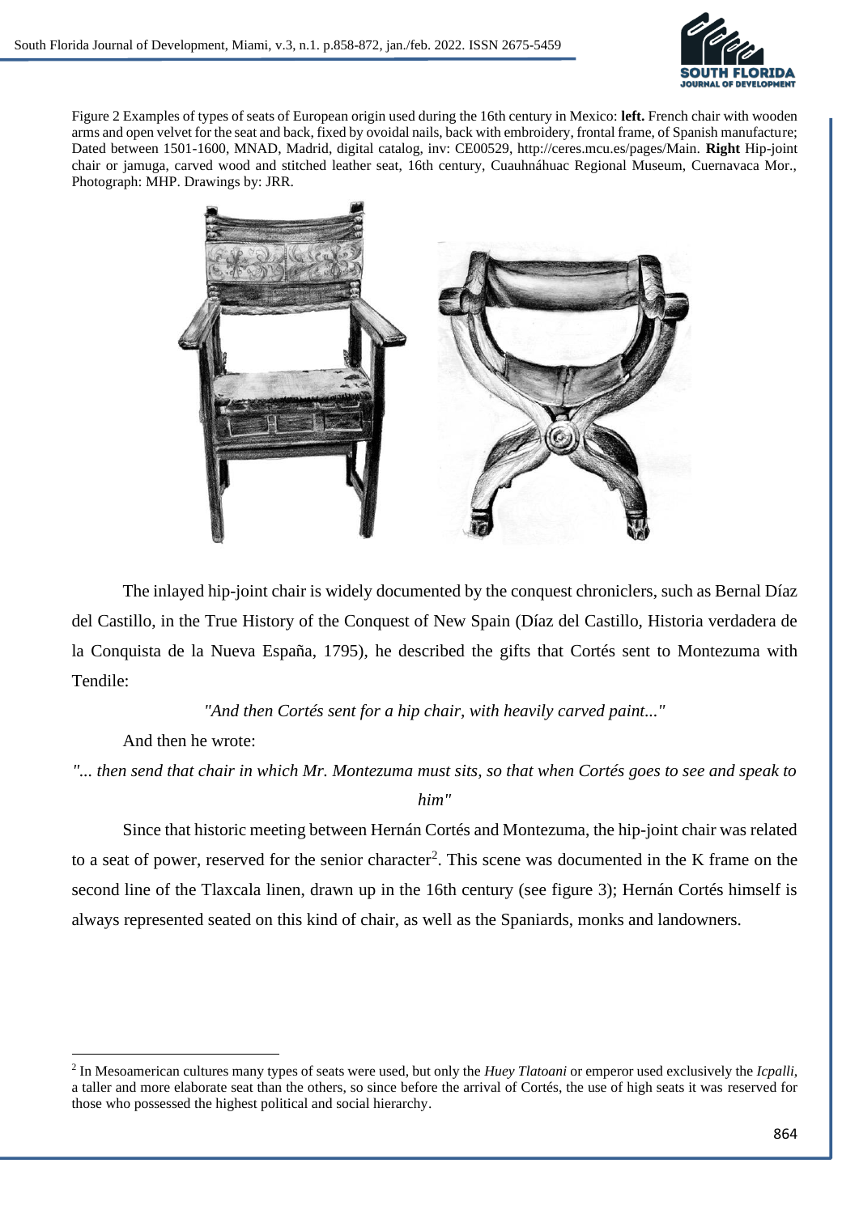Figure 2 Examples of types of seats of European origin used during the 16th century in Mexico: **left.** French chair with wooden arms and open velvet for the seat and back, fixed by ovoidal nails, back with embroidery, frontal frame, of Spanish manufacture; Dated between 1501-1600, MNAD, Madrid, digital catalog, inv: CE00529, http://ceres.mcu.es/pages/Main. **Right** Hip-joint chair or jamuga, carved wood and stitched leather seat, 16th century, Cuauhnáhuac Regional Museum, Cuernavaca Mor., Photograph: MHP. Drawings by: JRR.

The inlayed hip-joint chair is widely documented by the conquest chroniclers, such as Bernal Díaz del Castillo, in the True History of the Conquest of New Spain (Díaz del Castillo, Historia verdadera de la Conquista de la Nueva España, 1795), he described the gifts that Cortés sent to Montezuma with Tendile:

*"And then Cortés sent for a hip chair, with heavily carved paint..."*

And then he wrote:

*"... then send that chair in which Mr. Montezuma must sits, so that when Cortés goes to see and speak to him"*

Since that historic meeting between Hernán Cortés and Montezuma, the hip-joint chair was related to a seat of power, reserved for the senior character[2]. This scene was documented in the K frame on the second line of the Tlaxcala linen, drawn up in the 16th century (see figure 3); Hernán Cortés himself is always represented seated on this kind of chair, as well as the Spaniards, monks and landowners.

[2] In Mesoamerican cultures many types of seats were used, but only the *Huey Tlatoani* or emperor used exclusively the *Icpalli*, a taller and more elaborate seat than the others, so since before the arrival of Cortés, the use of high seats it was reserved for those who possessed the highest political and social hierarchy.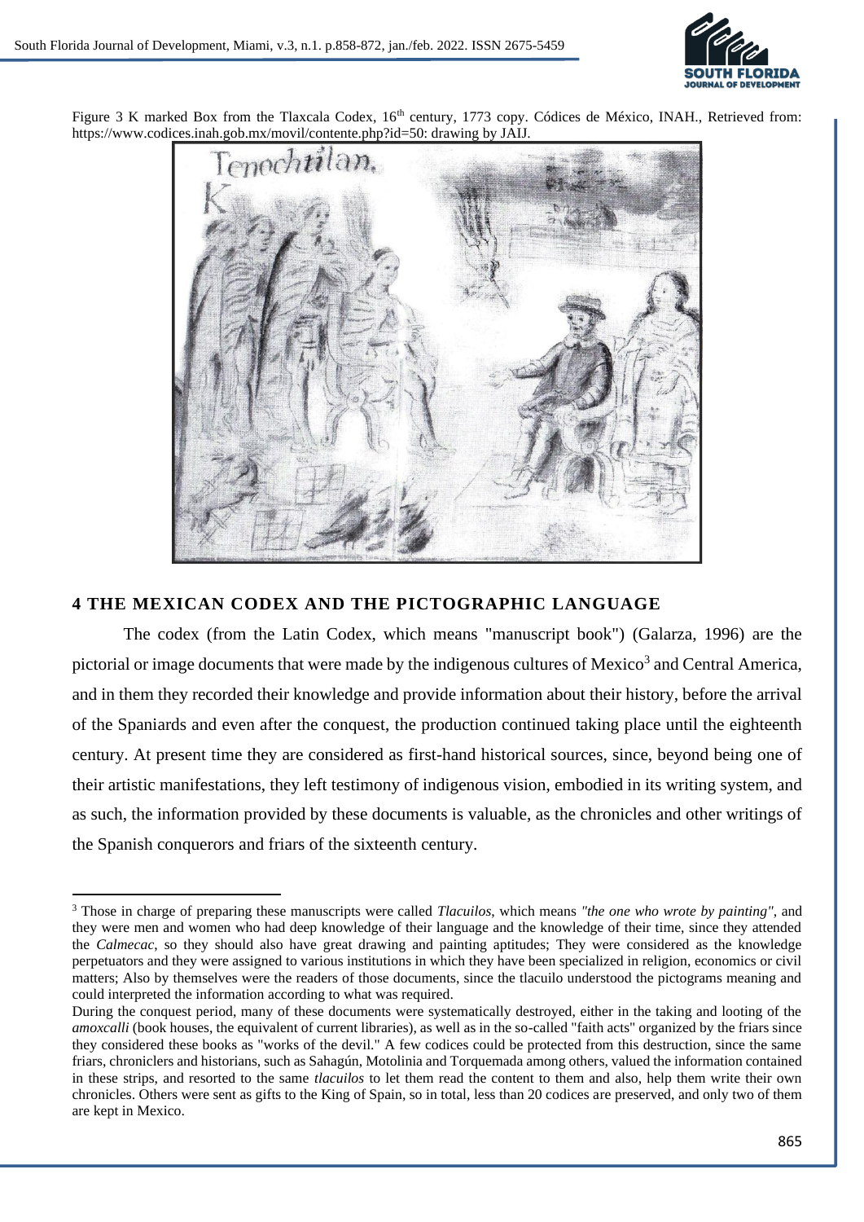Figure 3 K marked Box from the Tlaxcala Codex, 16th century, 1773 copy. Códices de México, INAH., Retrieved from: https://www.codices.inah.gob.mx/movil/contente.php?id=50: drawing by JAIJ.

## 4 THE MEXICAN CODEX AND THE PICTOGRAPHIC LANGUAGE

The codex (from the Latin Codex, which means "manuscript book") (Galarza, 1996) are the pictorial or image documents that were made by the indigenous cultures of Mexico[3] and Central America, and in them they recorded their knowledge and provide information about their history, before the arrival of the Spaniards and even after the conquest, the production continued taking place until the eighteenth century. At present time they are considered as first-hand historical sources, since, beyond being one of their artistic manifestations, they left testimony of indigenous vision, embodied in its writing system, and as such, the information provided by these documents is valuable, as the chronicles and other writings of the Spanish conquerors and friars of the sixteenth century.

---

[3] Those in charge of preparing these manuscripts were called *Tlacuilos*, which means *"the one who wrote by painting"*, and they were men and women who had deep knowledge of their language and the knowledge of their time, since they attended the *Calmecac*, so they should also have great drawing and painting aptitudes; They were considered as the knowledge perpetuators and they were assigned to various institutions in which they have been specialized in religion, economics or civil matters; Also by themselves were the readers of those documents, since the tlacuilo understood the pictograms meaning and could interpreted the information according to what was required.

During the conquest period, many of these documents were systematically destroyed, either in the taking and looting of the *amoxcalli* (book houses, the equivalent of current libraries), as well as in the so-called "faith acts" organized by the friars since they considered these books as "works of the devil." A few codices could be protected from this destruction, since the same friars, chroniclers and historians, such as Sahagún, Motolinia and Torquemada among others, valued the information contained in these strips, and resorted to the same *tlacuilos* to let them read the content to them and also, help them write their own chronicles. Others were sent as gifts to the King of Spain, so in total, less than 20 codices are preserved, and only two of them are kept in Mexico.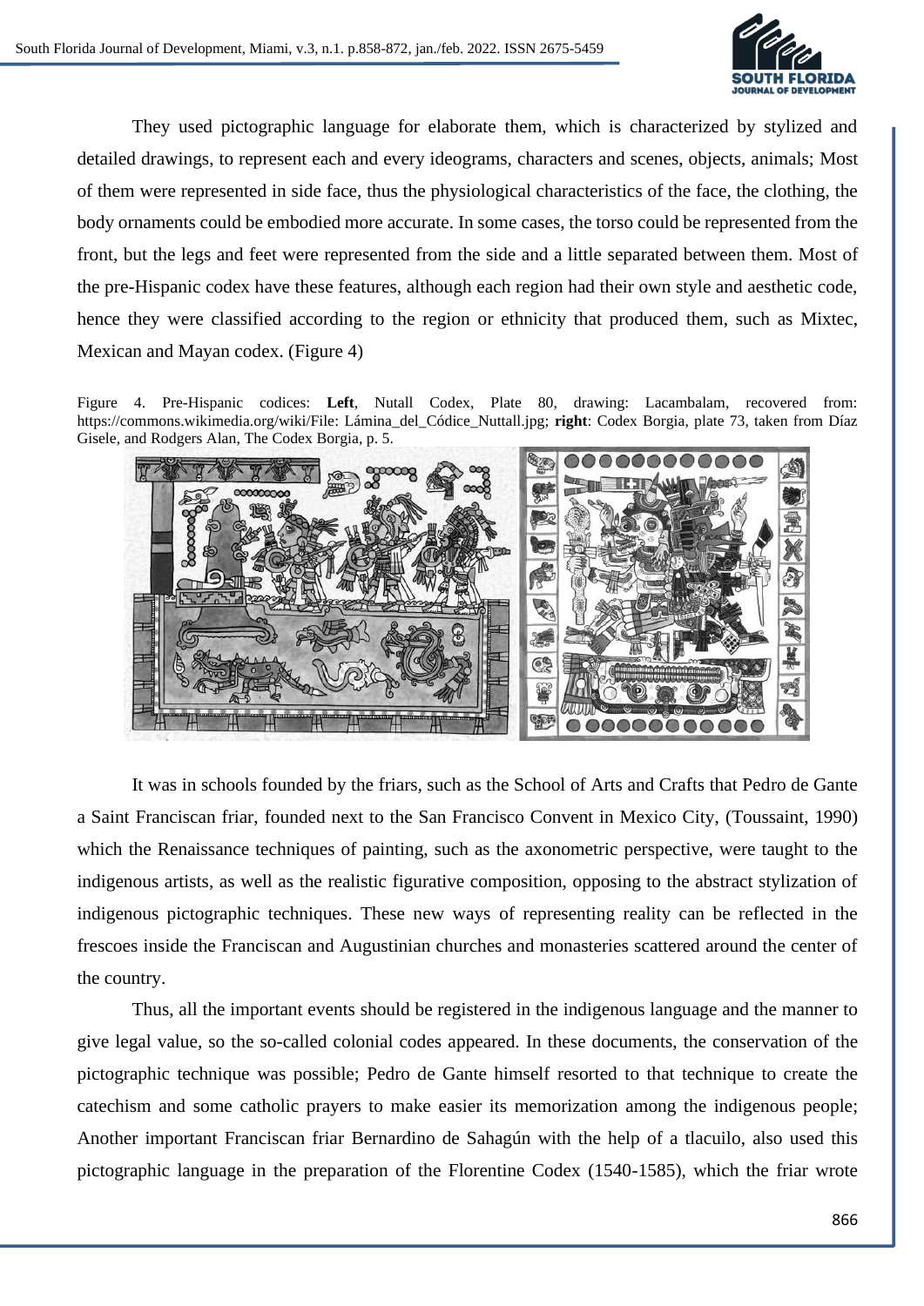They used pictographic language for elaborate them, which is characterized by stylized and detailed drawings, to represent each and every ideograms, characters and scenes, objects, animals; Most of them were represented in side face, thus the physiological characteristics of the face, the clothing, the body ornaments could be embodied more accurate. In some cases, the torso could be represented from the front, but the legs and feet were represented from the side and a little separated between them. Most of the pre-Hispanic codex have these features, although each region had their own style and aesthetic code, hence they were classified according to the region or ethnicity that produced them, such as Mixtec, Mexican and Mayan codex. (Figure 4)

Figure 4. Pre-Hispanic codices: **Left**, Nutall Codex, Plate 80, drawing: Lacambalam, recovered from: https://commons.wikimedia.org/wiki/File: Lámina_del_Códice_Nuttall.jpg; **right**: Codex Borgia, plate 73, taken from Díaz Gisele, and Rodgers Alan, The Codex Borgia, p. 5.

It was in schools founded by the friars, such as the School of Arts and Crafts that Pedro de Gante a Saint Franciscan friar, founded next to the San Francisco Convent in Mexico City, (Toussaint, 1990) which the Renaissance techniques of painting, such as the axonometric perspective, were taught to the indigenous artists, as well as the realistic figurative composition, opposing to the abstract stylization of indigenous pictographic techniques. These new ways of representing reality can be reflected in the frescoes inside the Franciscan and Augustinian churches and monasteries scattered around the center of the country.

Thus, all the important events should be registered in the indigenous language and the manner to give legal value, so the so-called colonial codes appeared. In these documents, the conservation of the pictographic technique was possible; Pedro de Gante himself resorted to that technique to create the catechism and some catholic prayers to make easier its memorization among the indigenous people; Another important Franciscan friar Bernardino de Sahagún with the help of a tlacuilo, also used this pictographic language in the preparation of the Florentine Codex (1540-1585), which the friar wrote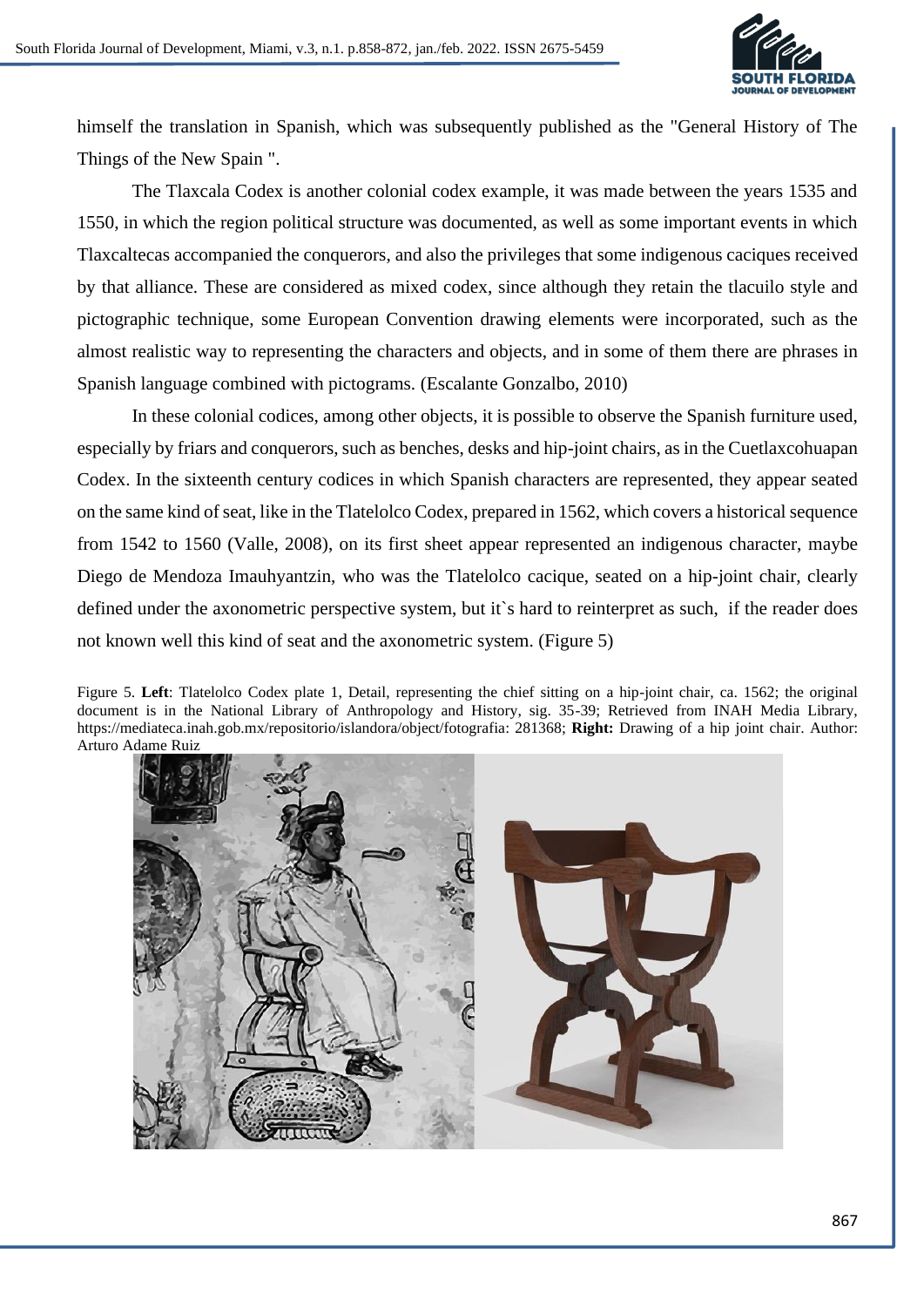himself the translation in Spanish, which was subsequently published as the "General History of The Things of the New Spain ".

The Tlaxcala Codex is another colonial codex example, it was made between the years 1535 and 1550, in which the region political structure was documented, as well as some important events in which Tlaxcaltecas accompanied the conquerors, and also the privileges that some indigenous caciques received by that alliance. These are considered as mixed codex, since although they retain the tlacuilo style and pictographic technique, some European Convention drawing elements were incorporated, such as the almost realistic way to representing the characters and objects, and in some of them there are phrases in Spanish language combined with pictograms. (Escalante Gonzalbo, 2010)

In these colonial codices, among other objects, it is possible to observe the Spanish furniture used, especially by friars and conquerors, such as benches, desks and hip-joint chairs, as in the Cuetlaxcohuapan Codex. In the sixteenth century codices in which Spanish characters are represented, they appear seated on the same kind of seat, like in the Tlatelolco Codex, prepared in 1562, which covers a historical sequence from 1542 to 1560 (Valle, 2008), on its first sheet appear represented an indigenous character, maybe Diego de Mendoza Imauhyantzin, who was the Tlatelolco cacique, seated on a hip-joint chair, clearly defined under the axonometric perspective system, but it`s hard to reinterpret as such, if the reader does not known well this kind of seat and the axonometric system. (Figure 5)

Figure 5. **Left**: Tlatelolco Codex plate 1, Detail, representing the chief sitting on a hip-joint chair, ca. 1562; the original document is in the National Library of Anthropology and History, sig. 35-39; Retrieved from INAH Media Library, https://mediateca.inah.gob.mx/repositorio/islandora/object/fotografia: 281368; **Right:** Drawing of a hip joint chair. Author: Arturo Adame Ruiz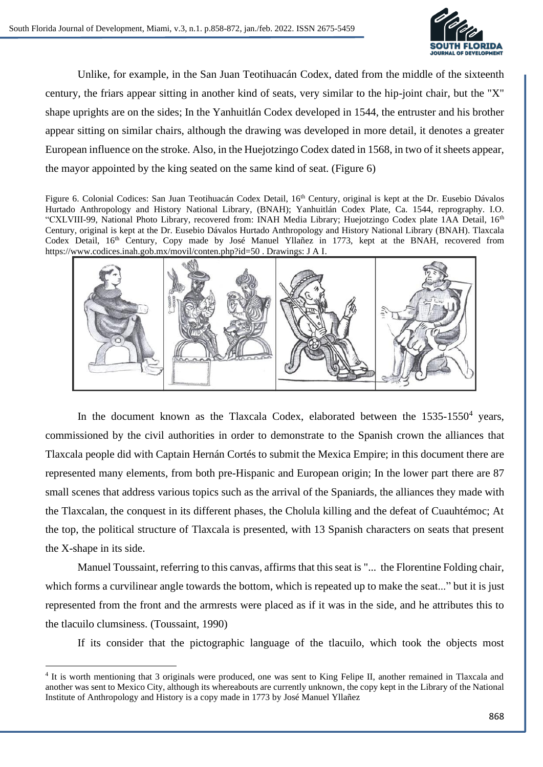Unlike, for example, in the San Juan Teotihuacán Codex, dated from the middle of the sixteenth century, the friars appear sitting in another kind of seats, very similar to the hip-joint chair, but the "X" shape uprights are on the sides; In the Yanhuitlán Codex developed in 1544, the entruster and his brother appear sitting on similar chairs, although the drawing was developed in more detail, it denotes a greater European influence on the stroke. Also, in the Huejotzingo Codex dated in 1568, in two of it sheets appear, the mayor appointed by the king seated on the same kind of seat. (Figure 6)

Figure 6. Colonial Codices: San Juan Teotihuacán Codex Detail, 16th Century, original is kept at the Dr. Eusebio Dávalos Hurtado Anthropology and History National Library, (BNAH); Yanhuitlán Codex Plate, Ca. 1544, reprography. I.O. "CXLVIII-99, National Photo Library, recovered from: INAH Media Library; Huejotzingo Codex plate 1AA Detail, 16th Century, original is kept at the Dr. Eusebio Dávalos Hurtado Anthropology and History National Library (BNAH). Tlaxcala Codex Detail, 16th Century, Copy made by José Manuel Yllañez in 1773, kept at the BNAH, recovered from https://www.codices.inah.gob.mx/movil/conten.php?id=50 . Drawings: J A I.

In the document known as the Tlaxcala Codex, elaborated between the 1535-1550[4] years, commissioned by the civil authorities in order to demonstrate to the Spanish crown the alliances that Tlaxcala people did with Captain Hernán Cortés to submit the Mexica Empire; in this document there are represented many elements, from both pre-Hispanic and European origin; In the lower part there are 87 small scenes that address various topics such as the arrival of the Spaniards, the alliances they made with the Tlaxcalan, the conquest in its different phases, the Cholula killing and the defeat of Cuauhtémoc; At the top, the political structure of Tlaxcala is presented, with 13 Spanish characters on seats that present the X-shape in its side.

Manuel Toussaint, referring to this canvas, affirms that this seat is "... the Florentine Folding chair, which forms a curvilinear angle towards the bottom, which is repeated up to make the seat..." but it is just represented from the front and the armrests were placed as if it was in the side, and he attributes this to the tlacuilo clumsiness. (Toussaint, 1990)

If its consider that the pictographic language of the tlacuilo, which took the objects most

[4] It is worth mentioning that 3 originals were produced, one was sent to King Felipe II, another remained in Tlaxcala and another was sent to Mexico City, although its whereabouts are currently unknown, the copy kept in the Library of the National Institute of Anthropology and History is a copy made in 1773 by José Manuel Yllañez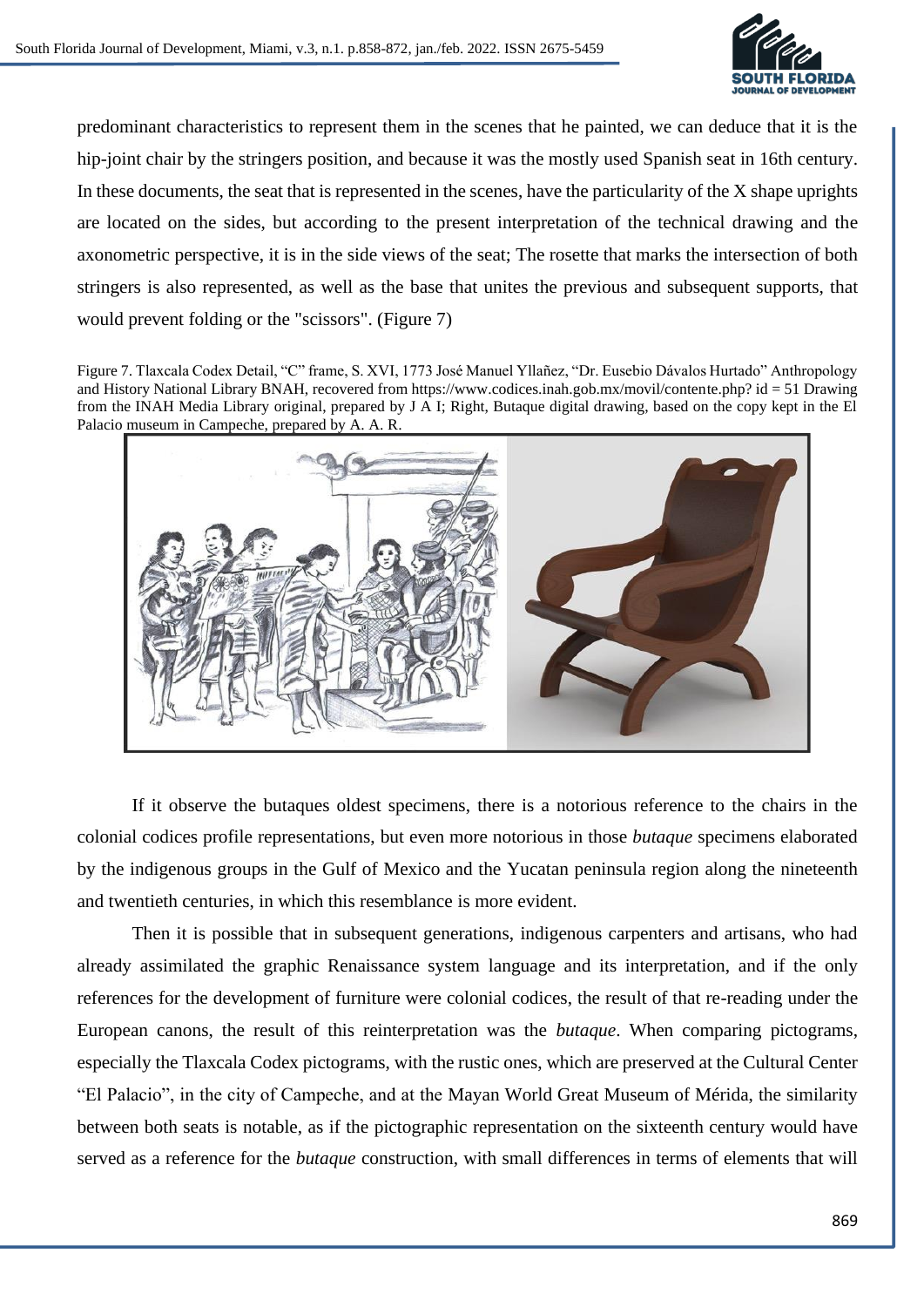predominant characteristics to represent them in the scenes that he painted, we can deduce that it is the hip-joint chair by the stringers position, and because it was the mostly used Spanish seat in 16th century. In these documents, the seat that is represented in the scenes, have the particularity of the X shape uprights are located on the sides, but according to the present interpretation of the technical drawing and the axonometric perspective, it is in the side views of the seat; The rosette that marks the intersection of both stringers is also represented, as well as the base that unites the previous and subsequent supports, that would prevent folding or the "scissors". (Figure 7)

Figure 7. Tlaxcala Codex Detail, "C" frame, S. XVI, 1773 José Manuel Yllañez, "Dr. Eusebio Dávalos Hurtado" Anthropology and History National Library BNAH, recovered from https://www.codices.inah.gob.mx/movil/contente.php? id = 51 Drawing from the INAH Media Library original, prepared by J A I; Right, Butaque digital drawing, based on the copy kept in the El Palacio museum in Campeche, prepared by A. A. R.

If it observe the butaques oldest specimens, there is a notorious reference to the chairs in the colonial codices profile representations, but even more notorious in those *butaque* specimens elaborated by the indigenous groups in the Gulf of Mexico and the Yucatan peninsula region along the nineteenth and twentieth centuries, in which this resemblance is more evident.

Then it is possible that in subsequent generations, indigenous carpenters and artisans, who had already assimilated the graphic Renaissance system language and its interpretation, and if the only references for the development of furniture were colonial codices, the result of that re-reading under the European canons, the result of this reinterpretation was the *butaque*. When comparing pictograms, especially the Tlaxcala Codex pictograms, with the rustic ones, which are preserved at the Cultural Center "El Palacio", in the city of Campeche, and at the Mayan World Great Museum of Mérida, the similarity between both seats is notable, as if the pictographic representation on the sixteenth century would have served as a reference for the *butaque* construction, with small differences in terms of elements that will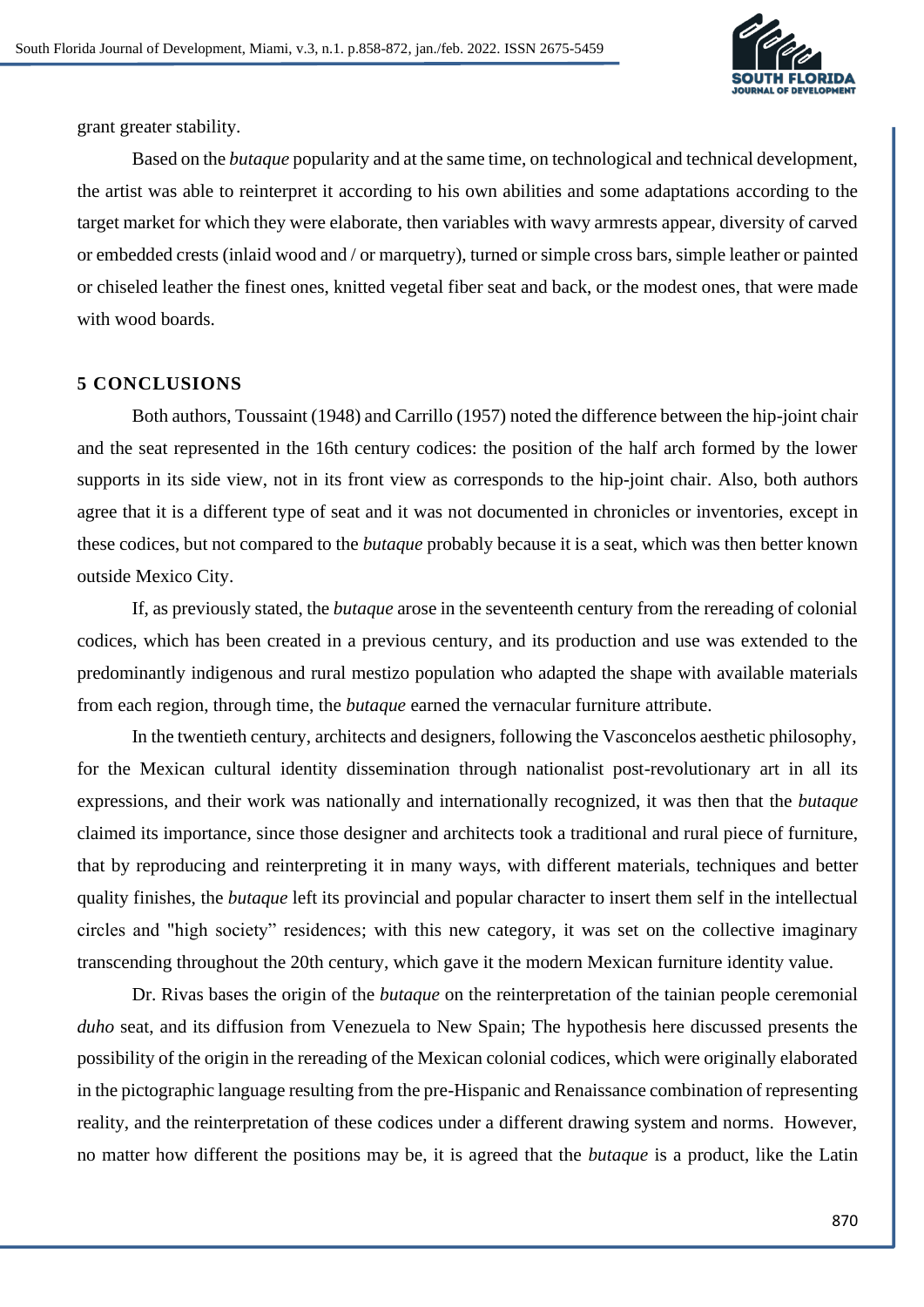grant greater stability.

Based on the *butaque* popularity and at the same time, on technological and technical development, the artist was able to reinterpret it according to his own abilities and some adaptations according to the target market for which they were elaborate, then variables with wavy armrests appear, diversity of carved or embedded crests (inlaid wood and / or marquetry), turned or simple cross bars, simple leather or painted or chiseled leather the finest ones, knitted vegetal fiber seat and back, or the modest ones, that were made with wood boards.

## 5 CONCLUSIONS

Both authors, Toussaint (1948) and Carrillo (1957) noted the difference between the hip-joint chair and the seat represented in the 16th century codices: the position of the half arch formed by the lower supports in its side view, not in its front view as corresponds to the hip-joint chair. Also, both authors agree that it is a different type of seat and it was not documented in chronicles or inventories, except in these codices, but not compared to the *butaque* probably because it is a seat, which was then better known outside Mexico City.

If, as previously stated, the *butaque* arose in the seventeenth century from the rereading of colonial codices, which has been created in a previous century, and its production and use was extended to the predominantly indigenous and rural mestizo population who adapted the shape with available materials from each region, through time, the *butaque* earned the vernacular furniture attribute.

In the twentieth century, architects and designers, following the Vasconcelos aesthetic philosophy, for the Mexican cultural identity dissemination through nationalist post-revolutionary art in all its expressions, and their work was nationally and internationally recognized, it was then that the *butaque* claimed its importance, since those designer and architects took a traditional and rural piece of furniture, that by reproducing and reinterpreting it in many ways, with different materials, techniques and better quality finishes, the *butaque* left its provincial and popular character to insert them self in the intellectual circles and "high society" residences; with this new category, it was set on the collective imaginary transcending throughout the 20th century, which gave it the modern Mexican furniture identity value.

Dr. Rivas bases the origin of the *butaque* on the reinterpretation of the tainian people ceremonial *duho* seat, and its diffusion from Venezuela to New Spain; The hypothesis here discussed presents the possibility of the origin in the rereading of the Mexican colonial codices, which were originally elaborated in the pictographic language resulting from the pre-Hispanic and Renaissance combination of representing reality, and the reinterpretation of these codices under a different drawing system and norms. However, no matter how different the positions may be, it is agreed that the *butaque* is a product, like the Latin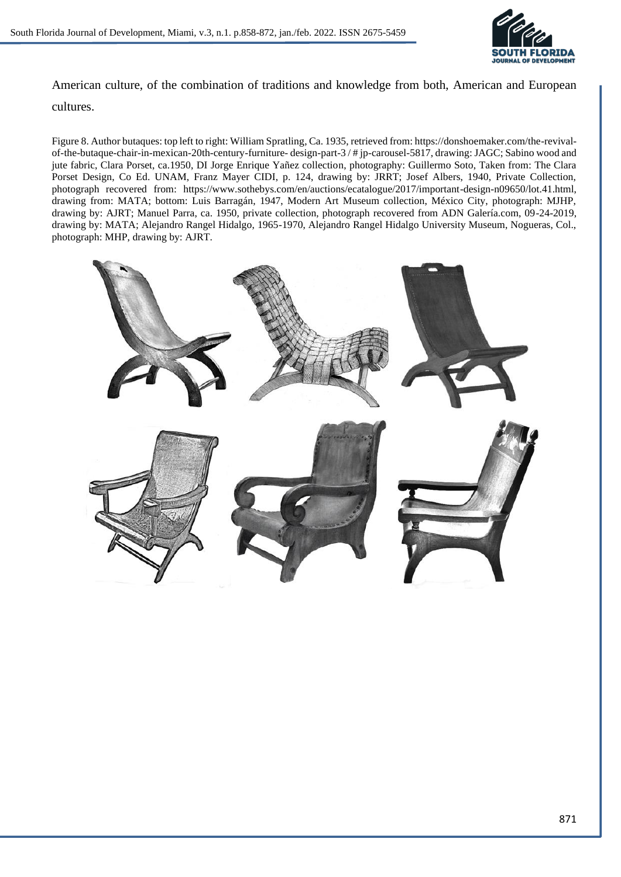American culture, of the combination of traditions and knowledge from both, American and European cultures.

Figure 8. Author butaques: top left to right: William Spratling, Ca. 1935, retrieved from: https://donshoemaker.com/the-revival-of-the-butaque-chair-in-mexican-20th-century-furniture- design-part-3 / # jp-carousel-5817, drawing: JAGC; Sabino wood and jute fabric, Clara Porset, ca.1950, DI Jorge Enrique Yañez collection, photography: Guillermo Soto, Taken from: The Clara Porset Design, Co Ed. UNAM, Franz Mayer CIDI, p. 124, drawing by: JRRT; Josef Albers, 1940, Private Collection, photograph recovered from: https://www.sothebys.com/en/auctions/ecatalogue/2017/important-design-n09650/lot.41.html, drawing from: MATA; bottom: Luis Barragán, 1947, Modern Art Museum collection, México City, photograph: MJHP, drawing by: AJRT; Manuel Parra, ca. 1950, private collection, photograph recovered from ADN Galería.com, 09-24-2019, drawing by: MATA; Alejandro Rangel Hidalgo, 1965-1970, Alejandro Rangel Hidalgo University Museum, Nogueras, Col., photograph: MHP, drawing by: AJRT.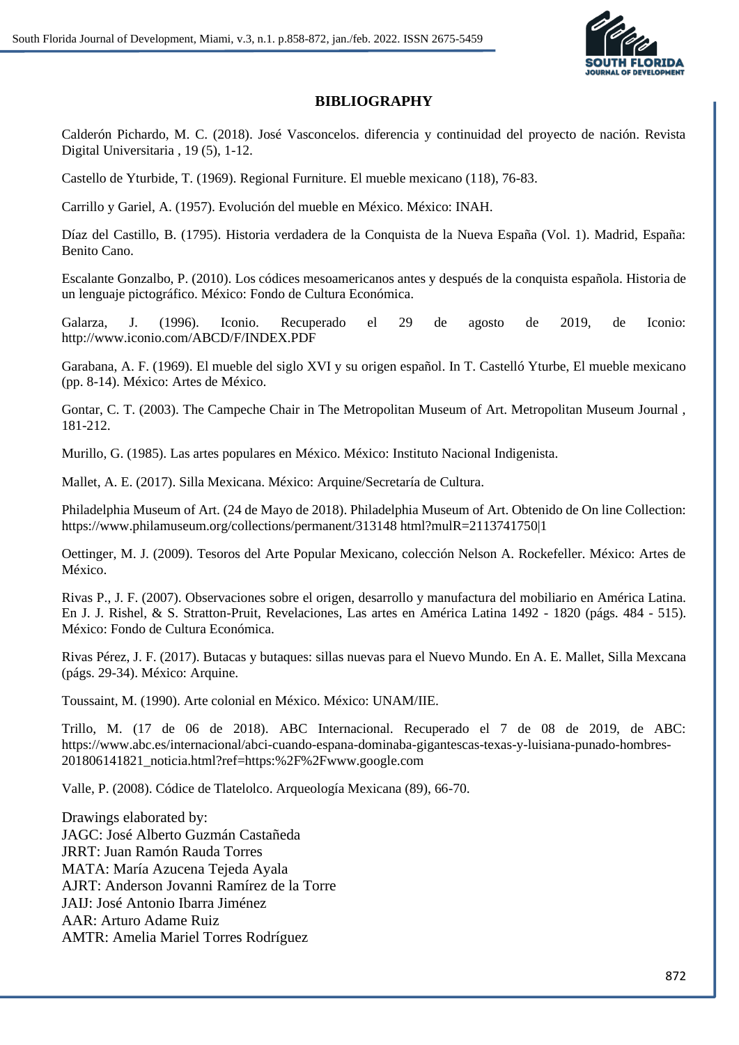## BIBLIOGRAPHY

Calderón Pichardo, M. C. (2018). José Vasconcelos. diferencia y continuidad del proyecto de nación. Revista Digital Universitaria , 19 (5), 1-12.

Castello de Yturbide, T. (1969). Regional Furniture. El mueble mexicano (118), 76-83.

Carrillo y Gariel, A. (1957). Evolución del mueble en México. México: INAH.

Díaz del Castillo, B. (1795). Historia verdadera de la Conquista de la Nueva España (Vol. 1). Madrid, España: Benito Cano.

Escalante Gonzalbo, P. (2010). Los códices mesoamericanos antes y después de la conquista española. Historia de un lenguaje pictográfico. México: Fondo de Cultura Económica.

Galarza, J. (1996). Iconio. Recuperado el 29 de agosto de 2019, de Iconio: http://www.iconio.com/ABCD/F/INDEX.PDF

Garabana, A. F. (1969). El mueble del siglo XVI y su origen español. In T. Castelló Yturbe, El mueble mexicano (pp. 8-14). México: Artes de México.

Gontar, C. T. (2003). The Campeche Chair in The Metropolitan Museum of Art. Metropolitan Museum Journal , 181-212.

Murillo, G. (1985). Las artes populares en México. México: Instituto Nacional Indigenista.

Mallet, A. E. (2017). Silla Mexicana. México: Arquine/Secretaría de Cultura.

Philadelphia Museum of Art. (24 de Mayo de 2018). Philadelphia Museum of Art. Obtenido de On line Collection: https://www.philamuseum.org/collections/permanent/313148 html?mulR=2113741750|1

Oettinger, M. J. (2009). Tesoros del Arte Popular Mexicano, colección Nelson A. Rockefeller. México: Artes de México.

Rivas P., J. F. (2007). Observaciones sobre el origen, desarrollo y manufactura del mobiliario en América Latina. En J. J. Rishel, & S. Stratton-Pruit, Revelaciones, Las artes en América Latina 1492 - 1820 (págs. 484 - 515). México: Fondo de Cultura Económica.

Rivas Pérez, J. F. (2017). Butacas y butaques: sillas nuevas para el Nuevo Mundo. En A. E. Mallet, Silla Mexcana (págs. 29-34). México: Arquine.

Toussaint, M. (1990). Arte colonial en México. México: UNAM/IIE.

Trillo, M. (17 de 06 de 2018). ABC Internacional. Recuperado el 7 de 08 de 2019, de ABC: https://www.abc.es/internacional/abci-cuando-espana-dominaba-gigantescas-texas-y-luisiana-punado-hombres-201806141821_noticia.html?ref=https:%2F%2Fwww.google.com

Valle, P. (2008). Códice de Tlatelolco. Arqueología Mexicana (89), 66-70.

Drawings elaborated by:
JAGC: José Alberto Guzmán Castañeda
JRRT: Juan Ramón Rauda Torres
MATA: María Azucena Tejeda Ayala
AJRT: Anderson Jovanni Ramírez de la Torre
JAIJ: José Antonio Ibarra Jiménez
AAR: Arturo Adame Ruiz
AMTR: Amelia Mariel Torres Rodríguez